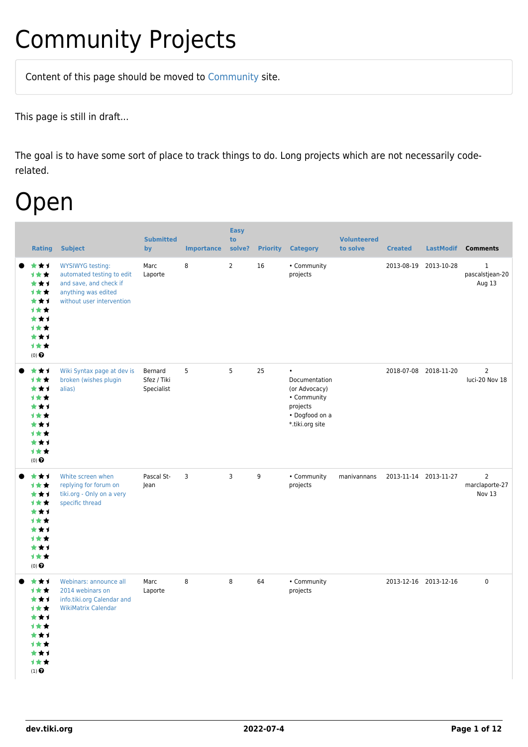# Community Projects

Content of this page should be moved to Community site.

This page is still in draft...

The goal is to have some sort of place to track things to do. Long projects which are not necessarily code-related.

# Open

| Rating | Subject | Submitted by | Importance | Easy to solve? | Priority | Category | Volunteered to solve | Created | LastModif | Comments |
|---|---|---|---|---|---|---|---|---|---|---|
| (0) | WYSIWYG testing: automated testing to edit and save, and check if anything was edited without user intervention | Marc Laporte | 8 | 2 | 16 | • Community projects | | 2013-08-19 | 2013-10-28 | 1 pascalstjean-20 Aug 13 |
| (0) | Wiki Syntax page at dev is broken (wishes plugin alias) | Bernard Sfez / Tiki Specialist | 5 | 5 | 25 | • Documentation (or Advocacy) • Community projects • Dogfood on a *.tiki.org site | | 2018-07-08 | 2018-11-20 | 2 luci-20 Nov 18 |
| (0) | White screen when replying for forum on tiki.org - Only on a very specific thread | Pascal St-Jean | 3 | 3 | 9 | • Community projects | manivannans | 2013-11-14 | 2013-11-27 | 2 marclaporte-27 Nov 13 |
| (1) | Webinars: announce all 2014 webinars on info.tiki.org Calendar and WikiMatrix Calendar | Marc Laporte | 8 | 8 | 64 | • Community projects | | 2013-12-16 | 2013-12-16 | 0 |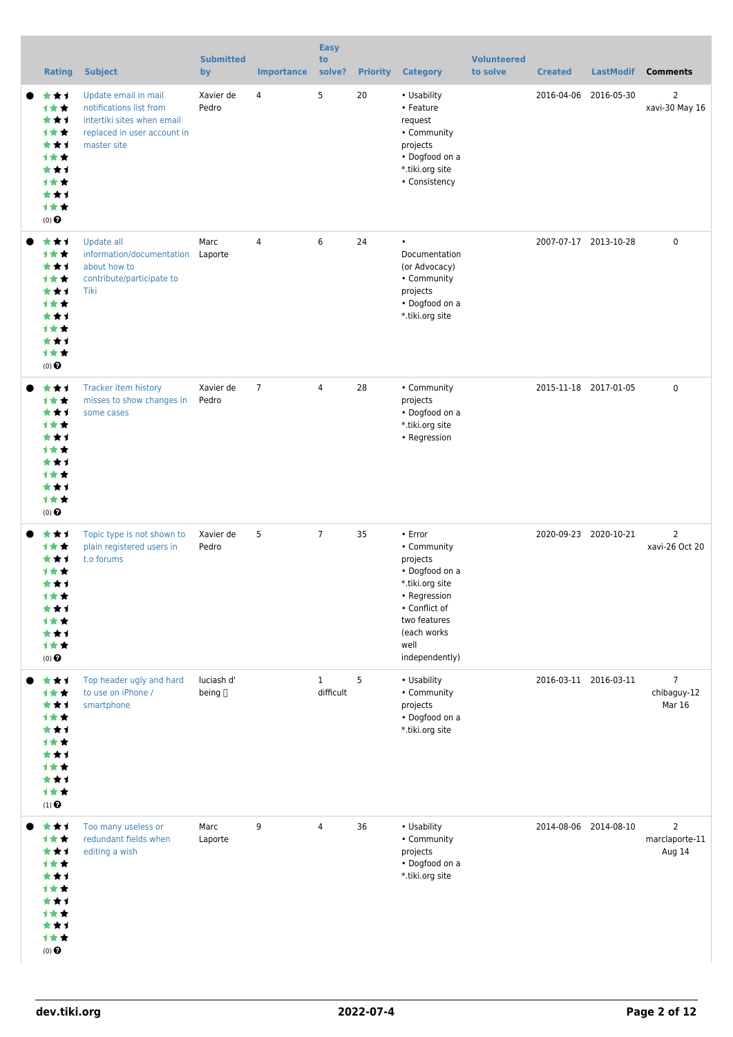| Rating | Subject | Submitted by | Importance | Easy to solve? | Priority | Category | Volunteered to solve | Created | LastModif | Comments |
|---|---|---|---|---|---|---|---|---|---|---|
| (0) | Update email in mail notifications list from intertiki sites when email replaced in user account in master site | Xavier de Pedro | 4 | 5 | 20 | • Usability • Feature request • Community projects • Dogfood on a *.tiki.org site • Consistency | | 2016-04-06 | 2016-05-30 | 2 xavi-30 May 16 |
| (0) | Update all information/documentation about how to contribute/participate to Tiki | Marc Laporte | 4 | 6 | 24 | • Documentation (or Advocacy) • Community projects • Dogfood on a *.tiki.org site | | 2007-07-17 | 2013-10-28 | 0 |
| (0) | Tracker item history misses to show changes in some cases | Xavier de Pedro | 7 | 4 | 28 | • Community projects • Dogfood on a *.tiki.org site • Regression | | 2015-11-18 | 2017-01-05 | 0 |
| (0) | Topic type is not shown to plain registered users in t.o forums | Xavier de Pedro | 5 | 7 | 35 | • Error • Community projects • Dogfood on a *.tiki.org site • Regression • Conflict of two features (each works well independently) | | 2020-09-23 | 2020-10-21 | 2 xavi-26 Oct 20 |
| (1) | Top header ugly and hard to use on iPhone / smartphone | luciash d' being | | 1 difficult | 5 | • Usability • Community projects • Dogfood on a *.tiki.org site | | 2016-03-11 | 2016-03-11 | 7 chibaguy-12 Mar 16 |
| (0) | Too many useless or redundant fields when editing a wish | Marc Laporte | 9 | 4 | 36 | • Usability • Community projects • Dogfood on a *.tiki.org site | | 2014-08-06 | 2014-08-10 | 2 marclaporte-11 Aug 14 |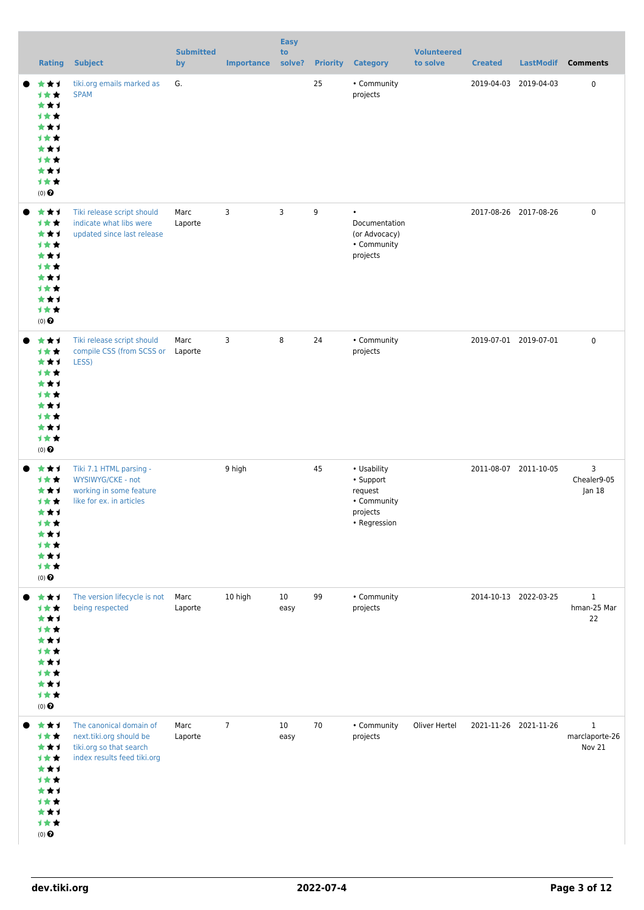| Rating | Subject | Submitted by | Importance | Easy to solve? | Priority | Category | Volunteered to solve | Created | LastModif | Comments |
|---|---|---|---|---|---|---|---|---|---|---|
| (0) | tiki.org emails marked as SPAM | G. | | | 25 | • Community projects | | 2019-04-03 | 2019-04-03 | 0 |
| (0) | Tiki release script should indicate what libs were updated since last release | Marc Laporte | 3 | 3 | 9 | • Documentation (or Advocacy) • Community projects | | 2017-08-26 | 2017-08-26 | 0 |
| (0) | Tiki release script should compile CSS (from SCSS or LESS) | Marc Laporte | 3 | 8 | 24 | • Community projects | | 2019-07-01 | 2019-07-01 | 0 |
| (0) | Tiki 7.1 HTML parsing - WYSIWYG/CKE - not working in some feature like for ex. in articles | | 9 high | | 45 | • Usability • Support request • Community projects • Regression | | 2011-08-07 | 2011-10-05 | 3 Chealer9-05 Jan 18 |
| (0) | The version lifecycle is not being respected | Marc Laporte | 10 high | 10 easy | 99 | • Community projects | | 2014-10-13 | 2022-03-25 | 1 hman-25 Mar 22 |
| (0) | The canonical domain of next.tiki.org should be tiki.org so that search index results feed tiki.org | Marc Laporte | 7 | 10 easy | 70 | • Community projects | Oliver Hertel | 2021-11-26 | 2021-11-26 | 1 marclaporte-26 Nov 21 |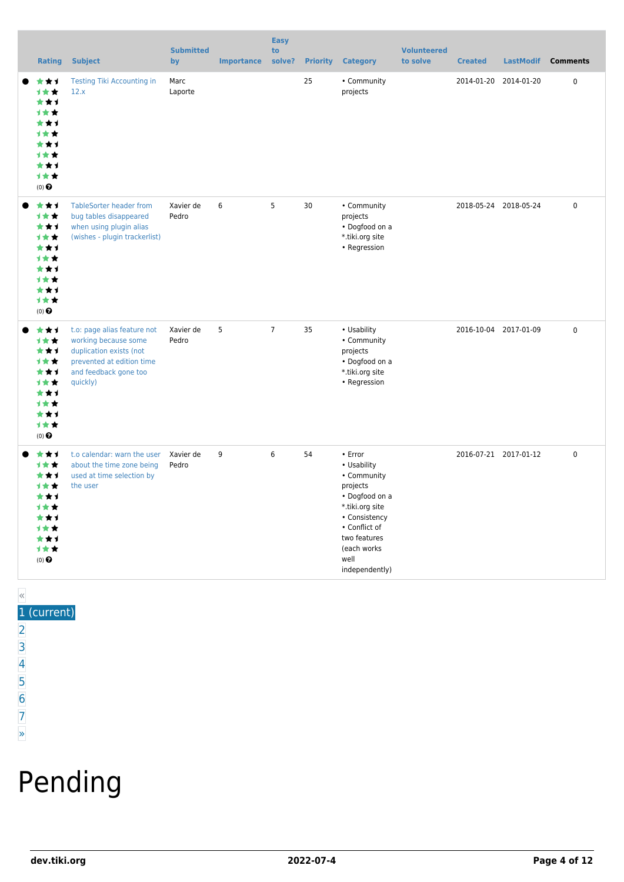| | Rating | Subject | Submitted by | Importance | Easy to solve? | Priority | Category | Volunteered to solve | Created | LastModif | Comments |
|---|---|---|---|---|---|---|---|---|---|---|---|
| ● | (0) | Testing Tiki Accounting in 12.x | Marc Laporte | | | 25 | • Community projects | | 2014-01-20 | 2014-01-20 | 0 |
| ● | (0) | TableSorter header from bug tables disappeared when using plugin alias (wishes - plugin trackerlist) | Xavier de Pedro | 6 | 5 | 30 | • Community projects<br>• Dogfood on a *.tiki.org site<br>• Regression | | 2018-05-24 | 2018-05-24 | 0 |
| ● | (0) | t.o: page alias feature not working because some duplication exists (not prevented at edition time and feedback gone too quickly) | Xavier de Pedro | 5 | 7 | 35 | • Usability<br>• Community projects<br>• Dogfood on a *.tiki.org site<br>• Regression | | 2016-10-04 | 2017-01-09 | 0 |
| ● | (0) | t.o calendar: warn the user about the time zone being used at time selection by the user | Xavier de Pedro | 9 | 6 | 54 | • Error<br>• Usability<br>• Community projects<br>• Dogfood on a *.tiki.org site<br>• Consistency<br>• Conflict of two features (each works well independently) | | 2016-07-21 | 2017-01-12 | 0 |

«
1 (current)
2
3
4
5
6
7
»

# Pending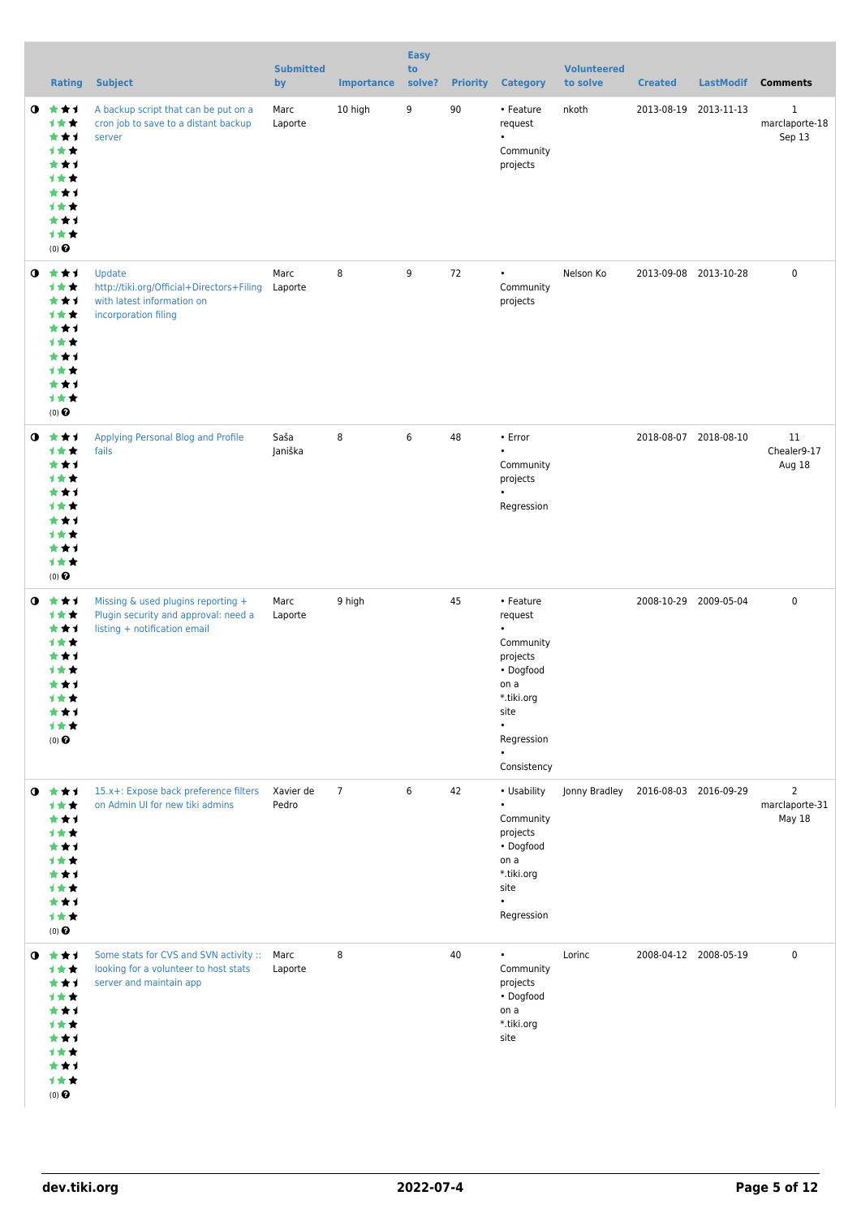| | Rating | Subject | Submitted by | Importance | Easy to solve? | Priority | Category | Volunteered to solve | Created | LastModif | Comments |
|---|---|---|---|---|---|---|---|---|---|---|---|
| | (0) | A backup script that can be put on a cron job to save to a distant backup server | Marc Laporte | 10 high | 9 | 90 | • Feature request • Community projects | nkoth | 2013-08-19 | 2013-11-13 | 1 marclaporte-18 Sep 13 |
| | (0) | Update http://tiki.org/Official+Directors+Filing with latest information on incorporation filing | Marc Laporte | 8 | 9 | 72 | • Community projects | Nelson Ko | 2013-09-08 | 2013-10-28 | 0 |
| | (0) | Applying Personal Blog and Profile fails | Saša Janiška | 8 | 6 | 48 | • Error • Community projects • Regression | | 2018-08-07 | 2018-08-10 | 11 Chealer9-17 Aug 18 |
| | (0) | Missing & used plugins reporting + Plugin security and approval: need a listing + notification email | Marc Laporte | 9 high | | 45 | • Feature request • Community projects • Dogfood on a *.tiki.org site • Regression • Consistency | | 2008-10-29 | 2009-05-04 | 0 |
| | (0) | 15.x+: Expose back preference filters on Admin UI for new tiki admins | Xavier de Pedro | 7 | 6 | 42 | • Usability • Community projects • Dogfood on a *.tiki.org site • Regression | Jonny Bradley | 2016-08-03 | 2016-09-29 | 2 marclaporte-31 May 18 |
| | (0) | Some stats for CVS and SVN activity :: looking for a volunteer to host stats server and maintain app | Marc Laporte | 8 | | 40 | • Community projects • Dogfood on a *.tiki.org site | Lorinc | 2008-04-12 | 2008-05-19 | 0 |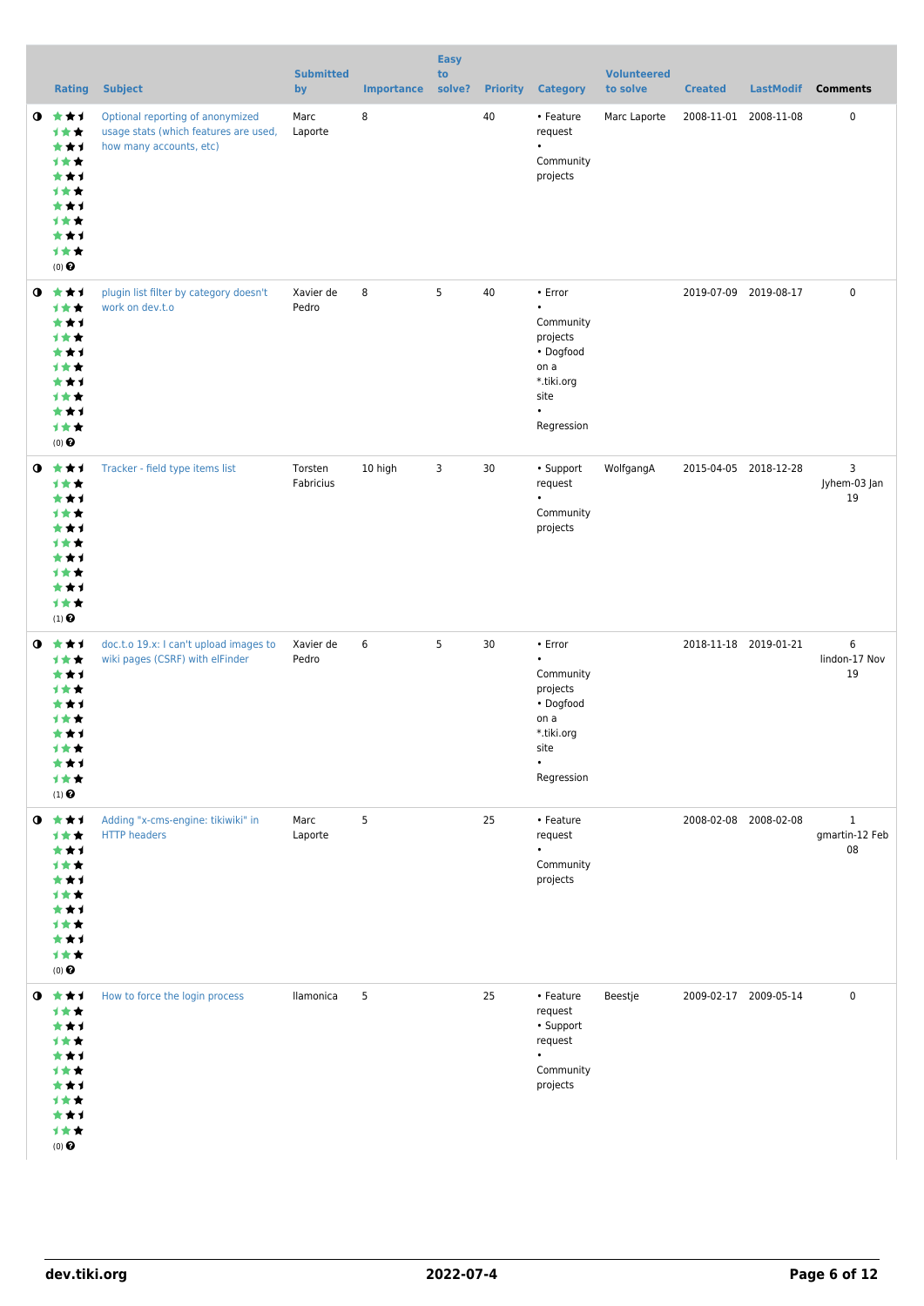| | Rating | Subject | Submitted by | Importance | Easy to solve? | Priority | Category | Volunteered to solve | Created | LastModif | Comments |
|---|---|---|---|---|---|---|---|---|---|---|---|
| | (0) | Optional reporting of anonymized usage stats (which features are used, how many accounts, etc) | Marc Laporte | 8 | | 40 | • Feature request • Community projects | Marc Laporte | 2008-11-01 | 2008-11-08 | 0 |
| | (0) | plugin list filter by category doesn't work on dev.t.o | Xavier de Pedro | 8 | 5 | 40 | • Error • Community projects • Dogfood on a *.tiki.org site • Regression | | 2019-07-09 | 2019-08-17 | 0 |
| | (1) | Tracker - field type items list | Torsten Fabricius | 10 high | 3 | 30 | • Support request • Community projects | WolfgangA | 2015-04-05 | 2018-12-28 | 3 Jyhem-03 Jan 19 |
| | (1) | doc.t.o 19.x: I can't upload images to wiki pages (CSRF) with elFinder | Xavier de Pedro | 6 | 5 | 30 | • Error • Community projects • Dogfood on a *.tiki.org site • Regression | | 2018-11-18 | 2019-01-21 | 6 lindon-17 Nov 19 |
| | (0) | Adding "x-cms-engine: tikiwiki" in HTTP headers | Marc Laporte | 5 | | 25 | • Feature request • Community projects | | 2008-02-08 | 2008-02-08 | 1 gmartin-12 Feb 08 |
| | (0) | How to force the login process | llamonica | 5 | | 25 | • Feature request • Support request • Community projects | Beestje | 2009-02-17 | 2009-05-14 | 0 |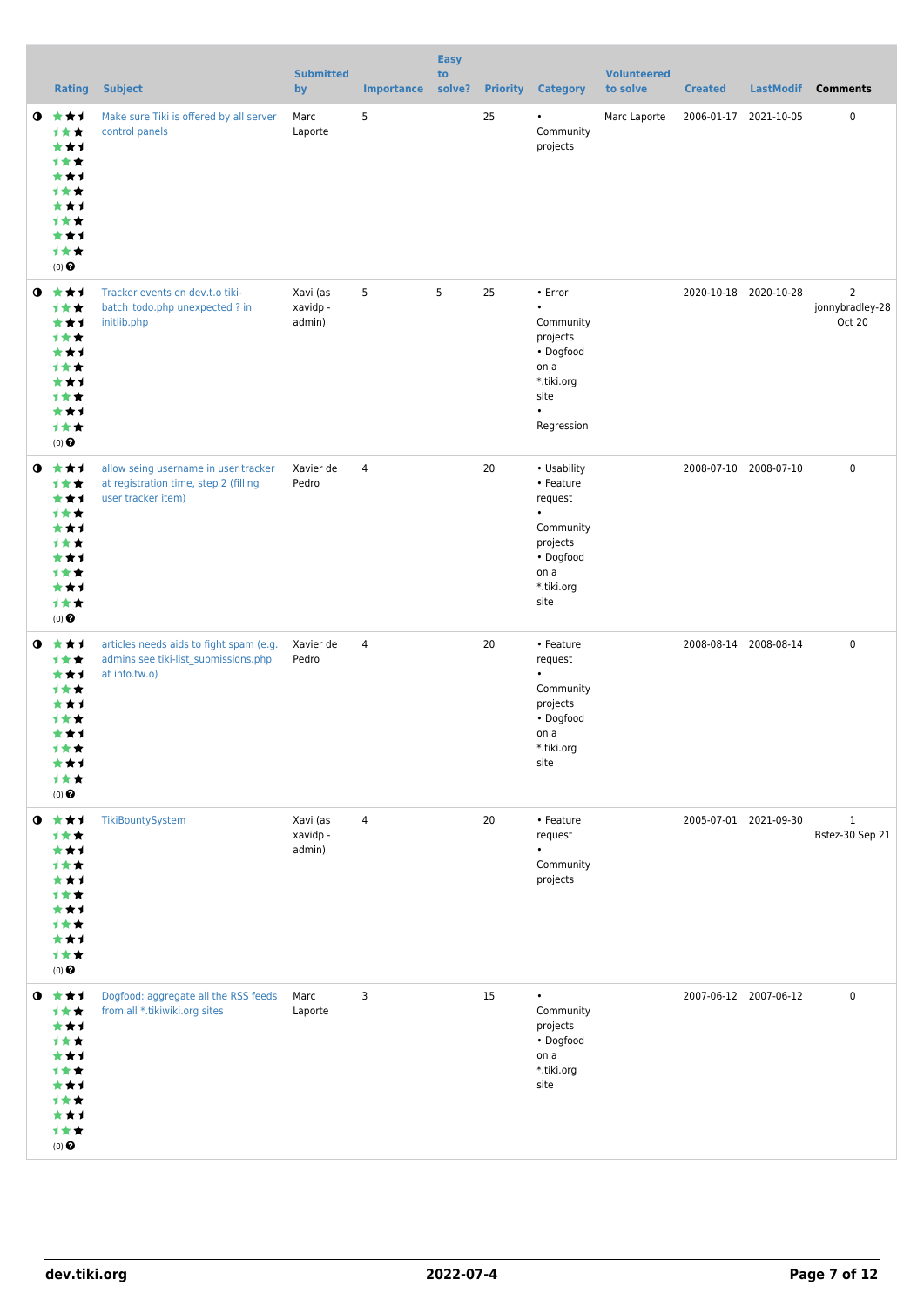| | Rating | Subject | Submitted by | Importance | Easy to solve? | Priority | Category | Volunteered to solve | Created | LastModif | Comments |
|---|---|---|---|---|---|---|---|---|---|---|---|
| ◑ | (0) | Make sure Tiki is offered by all server control panels | Marc Laporte | 5 | | 25 | • Community projects | Marc Laporte | 2006-01-17 | 2021-10-05 | 0 |
| ◑ | (0) | Tracker events en dev.t.o tiki-batch_todo.php unexpected ? in initlib.php | Xavi (as xavidp - admin) | 5 | 5 | 25 | • Error • Community projects • Dogfood on a *.tiki.org site • Regression | | 2020-10-18 | 2020-10-28 | 2 jonnybradley-28 Oct 20 |
| ◑ | (0) | allow seing username in user tracker at registration time, step 2 (filling user tracker item) | Xavier de Pedro | 4 | | 20 | • Usability • Feature request • Community projects • Dogfood on a *.tiki.org site | | 2008-07-10 | 2008-07-10 | 0 |
| ◑ | (0) | articles needs aids to fight spam (e.g. admins see tiki-list_submissions.php at info.tw.o) | Xavier de Pedro | 4 | | 20 | • Feature request • Community projects • Dogfood on a *.tiki.org site | | 2008-08-14 | 2008-08-14 | 0 |
| ◑ | (0) | TikiBountySystem | Xavi (as xavidp - admin) | 4 | | 20 | • Feature request • Community projects | | 2005-07-01 | 2021-09-30 | 1 Bsfez-30 Sep 21 |
| ◑ | (0) | Dogfood: aggregate all the RSS feeds from all *.tikiwiki.org sites | Marc Laporte | 3 | | 15 | • Community projects • Dogfood on a *.tiki.org site | | 2007-06-12 | 2007-06-12 | 0 |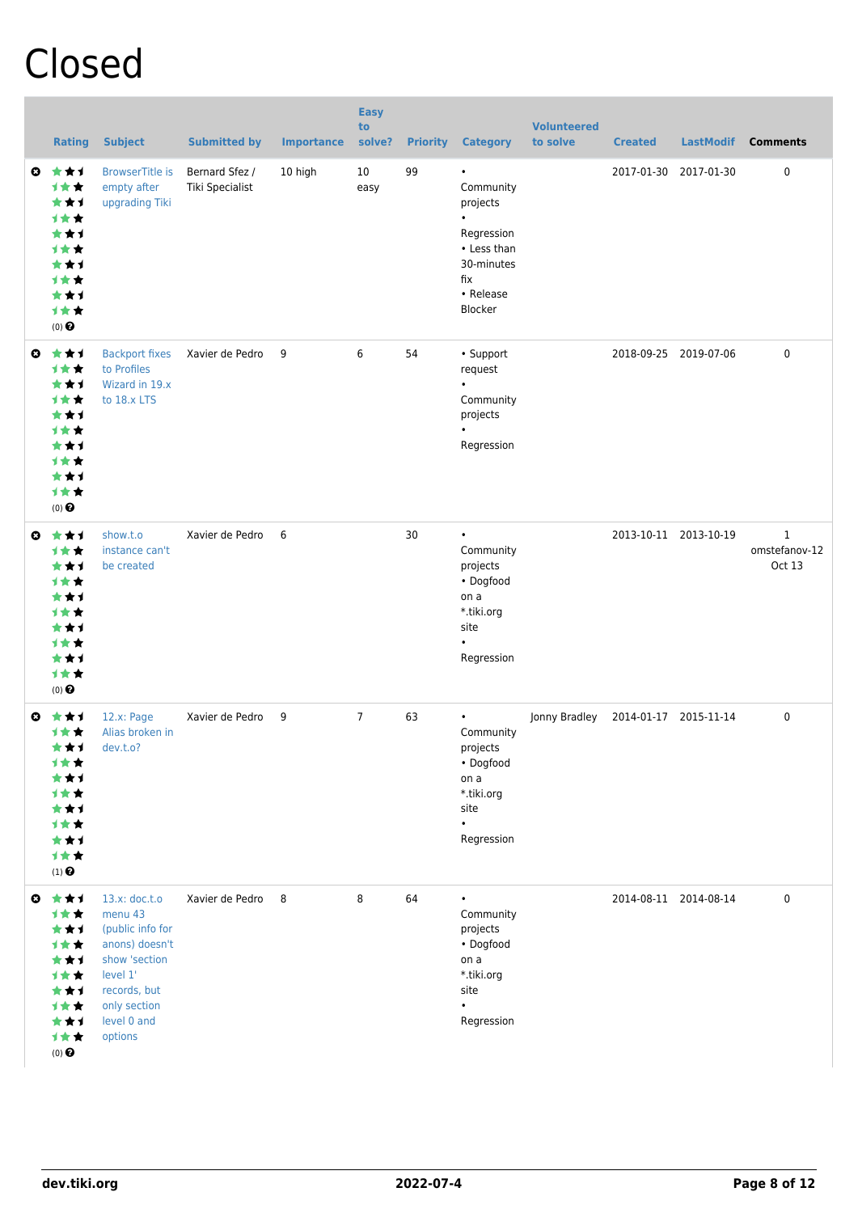# Closed

| | Rating | Subject | Submitted by | Importance | Easy to solve? | Priority | Category | Volunteered to solve | Created | LastModif | Comments |
|---|---|---|---|---|---|---|---|---|---|---|---|
| | (0) | BrowserTitle is empty after upgrading Tiki | Bernard Sfez / Tiki Specialist | 10 high | 10 easy | 99 | • Community projects • Regression • Less than 30-minutes fix • Release Blocker | | 2017-01-30 | 2017-01-30 | 0 |
| | (0) | Backport fixes to Profiles Wizard in 19.x to 18.x LTS | Xavier de Pedro | 9 | 6 | 54 | • Support request • Community projects • Regression | | 2018-09-25 | 2019-07-06 | 0 |
| | (0) | show.t.o instance can't be created | Xavier de Pedro | 6 | | 30 | • Community projects • Dogfood on a *.tiki.org site • Regression | | 2013-10-11 | 2013-10-19 | 1 omstefanov-12 Oct 13 |
| | (1) | 12.x: Page Alias broken in dev.t.o? | Xavier de Pedro | 9 | 7 | 63 | • Community projects • Dogfood on a *.tiki.org site • Regression | Jonny Bradley | 2014-01-17 | 2015-11-14 | 0 |
| | (0) | 13.x: doc.t.o menu 43 (public info for anons) doesn't show 'section level 1' records, but only section level 0 and options | Xavier de Pedro | 8 | 8 | 64 | • Community projects • Dogfood on a *.tiki.org site • Regression | | 2014-08-11 | 2014-08-14 | 0 |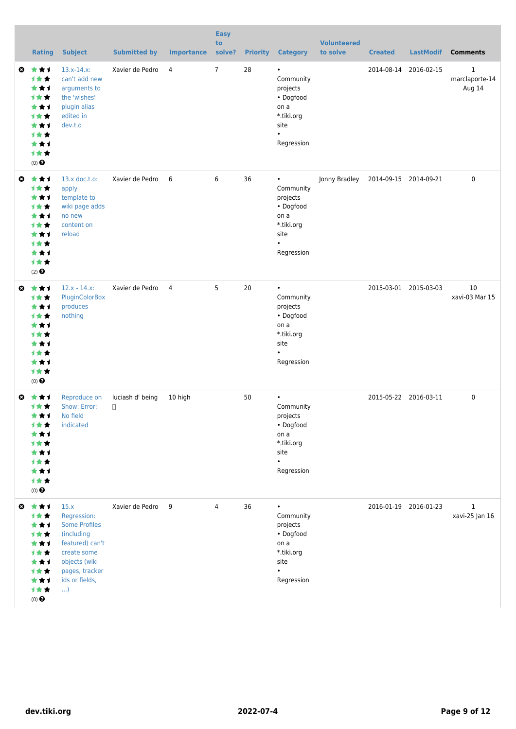| Rating | Subject | Submitted by | Importance | Easy to solve? | Priority | Category | Volunteered to solve | Created | LastModif | Comments |
|---|---|---|---|---|---|---|---|---|---|---|
| (0) | 13.x-14.x: can't add new arguments to the 'wishes' plugin alias edited in dev.t.o | Xavier de Pedro | 4 | 7 | 28 | • Community projects • Dogfood on a *.tiki.org site • Regression | | 2014-08-14 | 2016-02-15 | 1 marclaporte-14 Aug 14 |
| (2) | 13.x doc.t.o: apply template to wiki page adds no new content on reload | Xavier de Pedro | 6 | 6 | 36 | • Community projects • Dogfood on a *.tiki.org site • Regression | Jonny Bradley | 2014-09-15 | 2014-09-21 | 0 |
| (0) | 12.x - 14.x: PluginColorBox produces nothing | Xavier de Pedro | 4 | 5 | 20 | • Community projects • Dogfood on a *.tiki.org site • Regression | | 2015-03-01 | 2015-03-03 | 10 xavi-03 Mar 15 |
| (0) | Reproduce on Show: Error: No field indicated | luciash d' being | 10 high | | 50 | • Community projects • Dogfood on a *.tiki.org site • Regression | | 2015-05-22 | 2016-03-11 | 0 |
| (0) | 15.x Regression: Some Profiles (including featured) can't create some objects (wiki pages, tracker ids or fields, ...) | Xavier de Pedro | 9 | 4 | 36 | • Community projects • Dogfood on a *.tiki.org site • Regression | | 2016-01-19 | 2016-01-23 | 1 xavi-25 Jan 16 |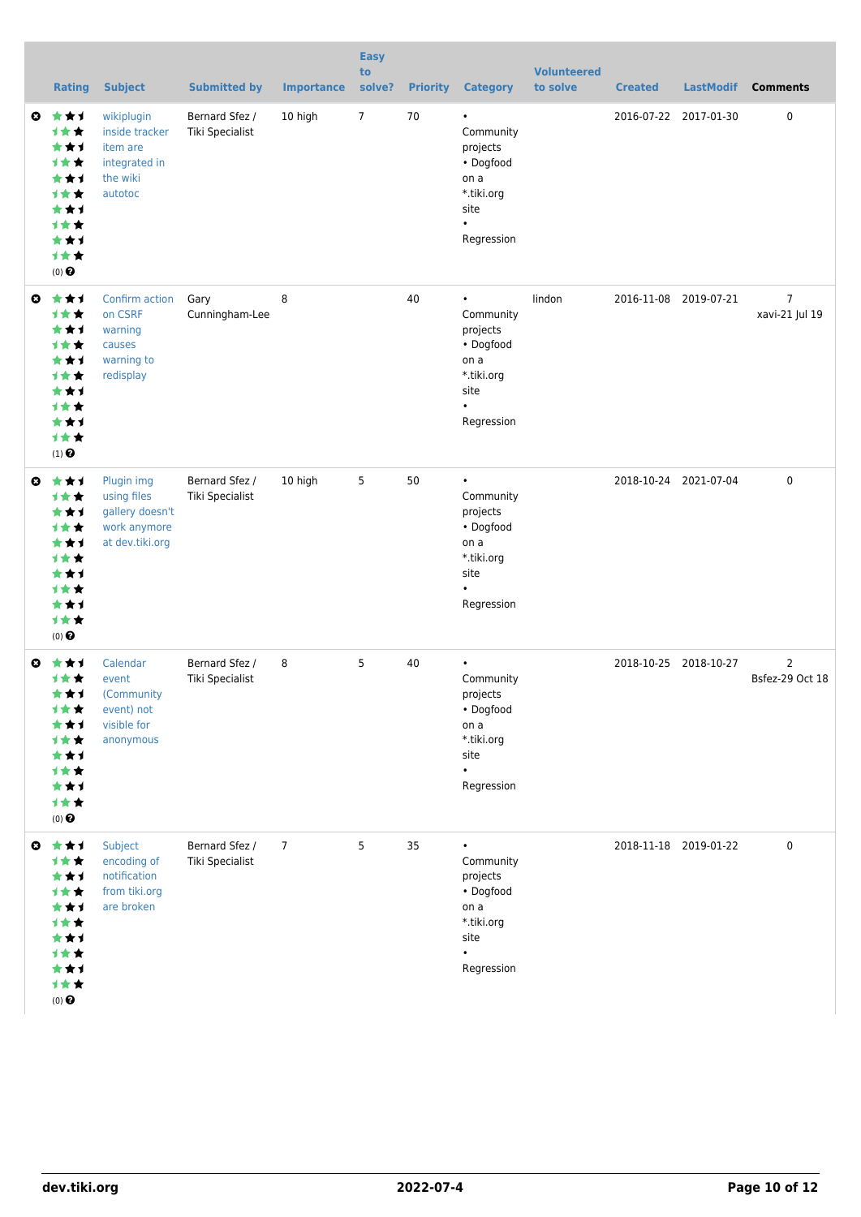| | Rating | Subject | Submitted by | Importance | Easy to solve? | Priority | Category | Volunteered to solve | Created | LastModif | Comments |
|---|---|---|---|---|---|---|---|---|---|---|---|
| ✖ | (0) | wikiplugin inside tracker item are integrated in the wiki autotoc | Bernard Sfez / Tiki Specialist | 10 high | 7 | 70 | • Community projects • Dogfood on a *.tiki.org site • Regression | | 2016-07-22 | 2017-01-30 | 0 |
| ✖ | (1) | Confirm action on CSRF warning causes warning to redisplay | Gary Cunningham-Lee | 8 | | 40 | • Community projects • Dogfood on a *.tiki.org site • Regression | lindon | 2016-11-08 | 2019-07-21 | 7 xavi-21 Jul 19 |
| ✖ | (0) | Plugin img using files gallery doesn't work anymore at dev.tiki.org | Bernard Sfez / Tiki Specialist | 10 high | 5 | 50 | • Community projects • Dogfood on a *.tiki.org site • Regression | | 2018-10-24 | 2021-07-04 | 0 |
| ✖ | (0) | Calendar event (Community event) not visible for anonymous | Bernard Sfez / Tiki Specialist | 8 | 5 | 40 | • Community projects • Dogfood on a *.tiki.org site • Regression | | 2018-10-25 | 2018-10-27 | 2 Bsfez-29 Oct 18 |
| ✖ | (0) | Subject encoding of notification from tiki.org are broken | Bernard Sfez / Tiki Specialist | 7 | 5 | 35 | • Community projects • Dogfood on a *.tiki.org site • Regression | | 2018-11-18 | 2019-01-22 | 0 |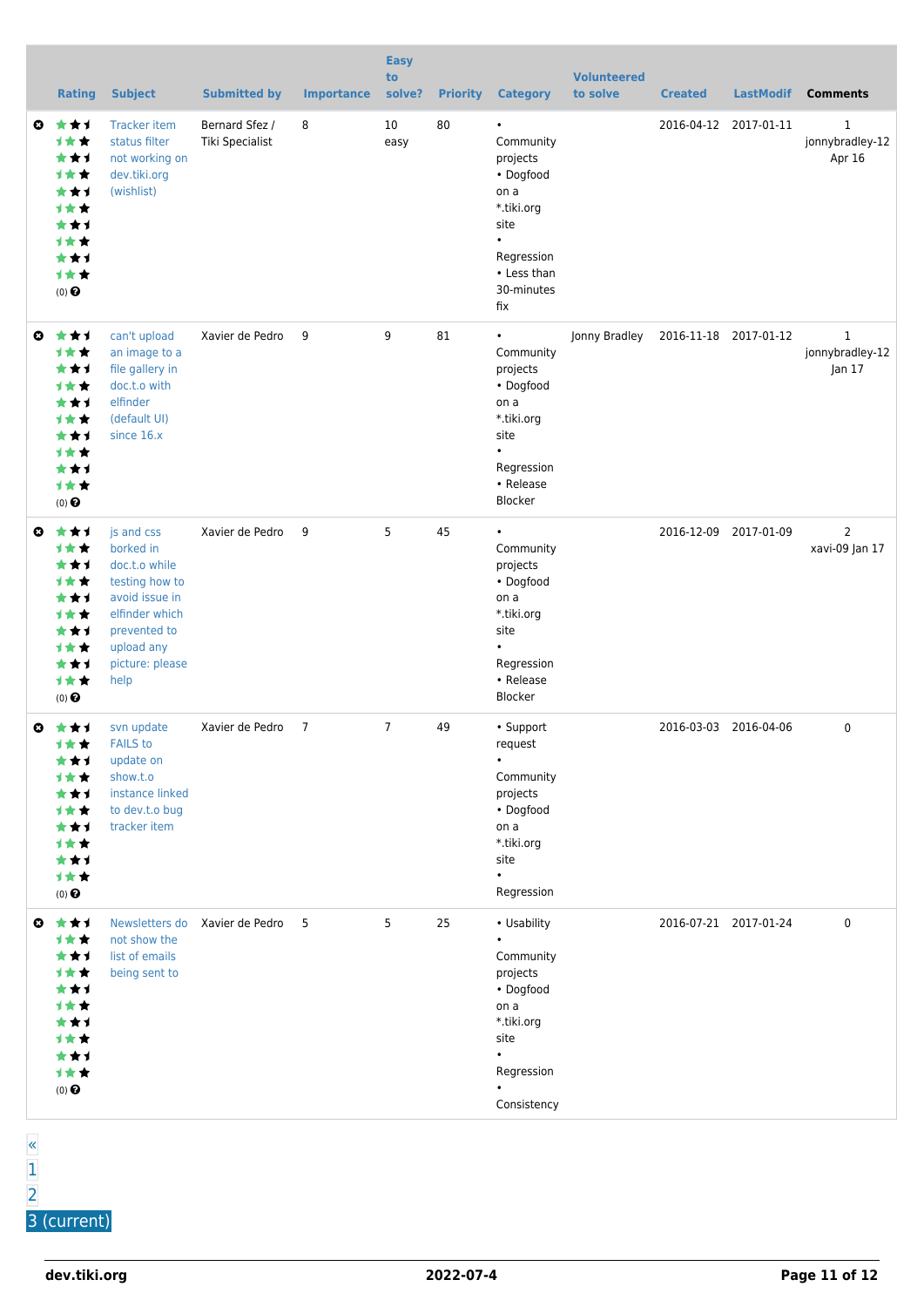|  | Rating | Subject | Submitted by | Importance | Easy to solve? | Priority | Category | Volunteered to solve | Created | LastModif | Comments |
|---|---|---|---|---|---|---|---|---|---|---|---|
|  | (0) | Tracker item status filter not working on dev.tiki.org (wishlist) | Bernard Sfez / Tiki Specialist | 8 | 10 easy | 80 | • Community projects • Dogfood on a *.tiki.org site • Regression • Less than 30-minutes fix |  | 2016-04-12 | 2017-01-11 | 1 jonnybradley-12 Apr 16 |
|  | (0) | can't upload an image to a file gallery in doc.t.o with elfinder (default UI) since 16.x | Xavier de Pedro | 9 | 9 | 81 | • Community projects • Dogfood on a *.tiki.org site • Regression • Release Blocker | Jonny Bradley | 2016-11-18 | 2017-01-12 | 1 jonnybradley-12 Jan 17 |
|  | (0) | js and css borked in doc.t.o while testing how to avoid issue in elfinder which prevented to upload any picture: please help | Xavier de Pedro | 9 | 5 | 45 | • Community projects • Dogfood on a *.tiki.org site • Regression • Release Blocker |  | 2016-12-09 | 2017-01-09 | 2 xavi-09 Jan 17 |
|  | (0) | svn update FAILS to update on show.t.o instance linked to dev.t.o bug tracker item | Xavier de Pedro | 7 | 7 | 49 | • Support request • Community projects • Dogfood on a *.tiki.org site • Regression |  | 2016-03-03 | 2016-04-06 | 0 |
|  | (0) | Newsletters do not show the list of emails being sent to | Xavier de Pedro | 5 | 5 | 25 | • Usability • Community projects • Dogfood on a *.tiki.org site • Regression • Consistency |  | 2016-07-21 | 2017-01-24 | 0 |

«
1
2
3 (current)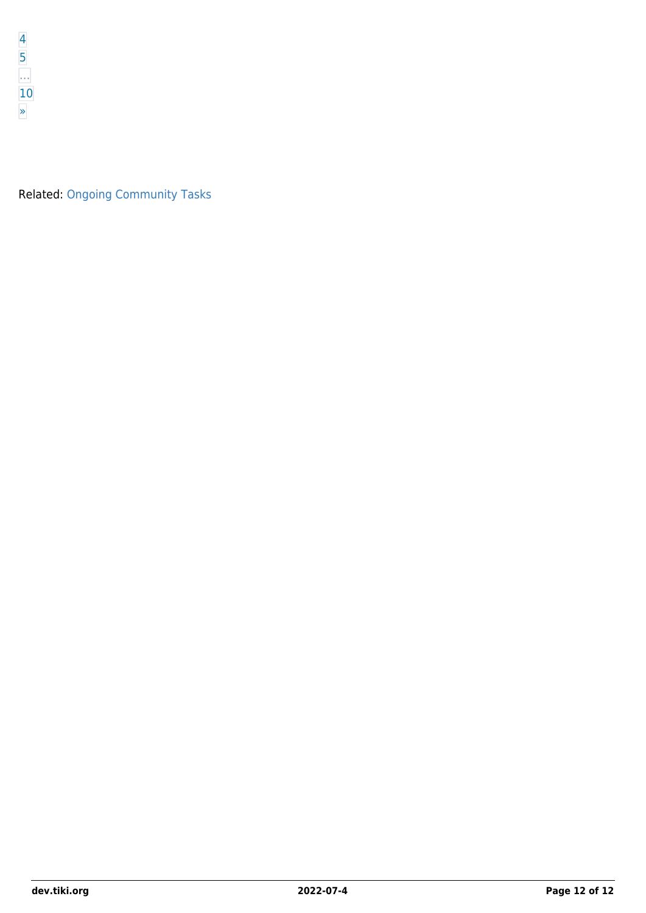4
5
...
10
»

Related: Ongoing Community Tasks